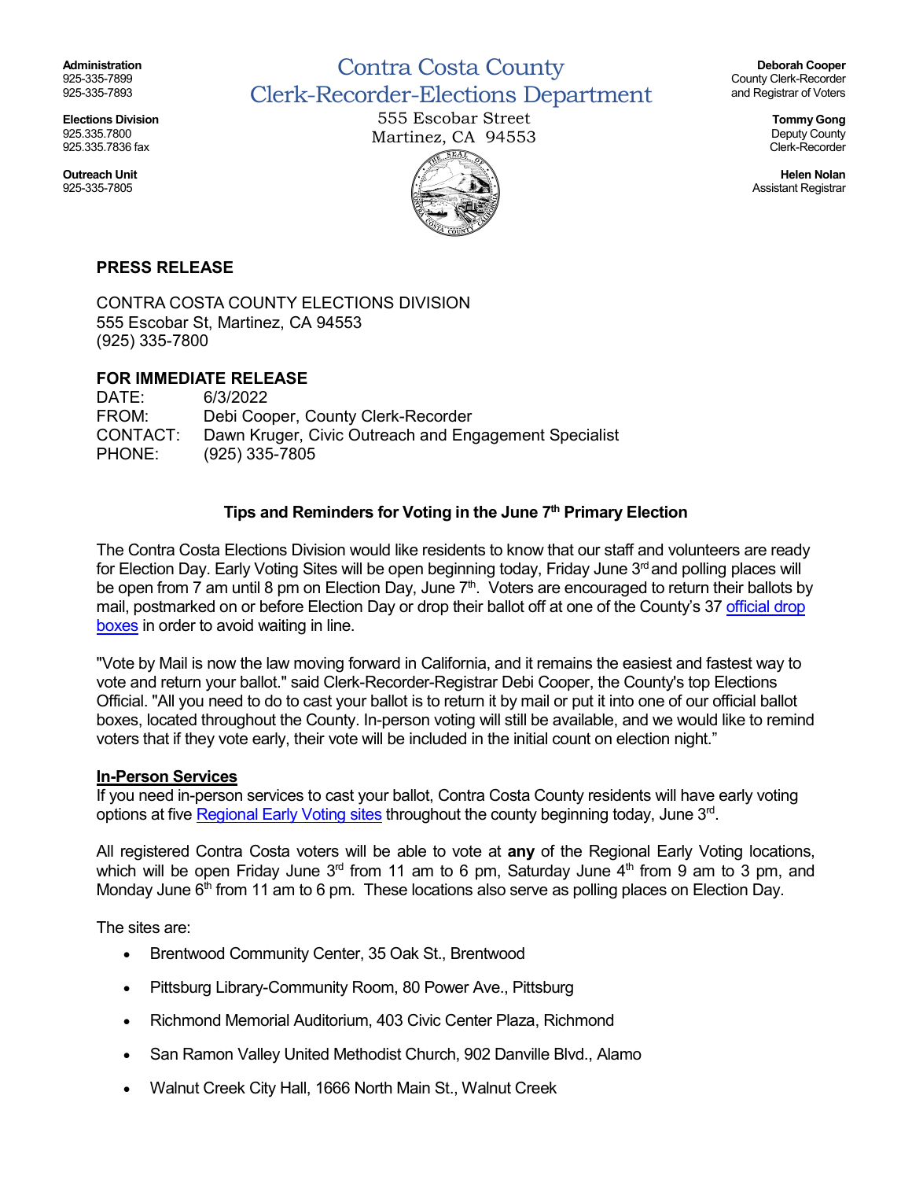**Administration**
925-335-7899
925-335-7893

**Elections Division**
925.335.7800
925.335.7836 fax

**Outreach Unit**
925-335-7805

# Contra Costa County Clerk-Recorder-Elections Department

555 Escobar Street
Martinez, CA 94553

**Deborah Cooper**
County Clerk-Recorder
and Registrar of Voters

**Tommy Gong**
Deputy County
Clerk-Recorder

**Helen Nolan**
Assistant Registrar

## PRESS RELEASE

CONTRA COSTA COUNTY ELECTIONS DIVISION
555 Escobar St, Martinez, CA 94553
(925) 335-7800

**FOR IMMEDIATE RELEASE**

| | |
|---|---|
| DATE: | 6/3/2022 |
| FROM: | Debi Cooper, County Clerk-Recorder |
| CONTACT: | Dawn Kruger, Civic Outreach and Engagement Specialist |
| PHONE: | (925) 335-7805 |

### Tips and Reminders for Voting in the June 7th Primary Election

The Contra Costa Elections Division would like residents to know that our staff and volunteers are ready for Election Day. Early Voting Sites will be open beginning today, Friday June 3rd and polling places will be open from 7 am until 8 pm on Election Day, June 7th. Voters are encouraged to return their ballots by mail, postmarked on or before Election Day or drop their ballot off at one of the County's 37 official drop boxes in order to avoid waiting in line.

"Vote by Mail is now the law moving forward in California, and it remains the easiest and fastest way to vote and return your ballot." said Clerk-Recorder-Registrar Debi Cooper, the County's top Elections Official. "All you need to do to cast your ballot is to return it by mail or put it into one of our official ballot boxes, located throughout the County. In-person voting will still be available, and we would like to remind voters that if they vote early, their vote will be included in the initial count on election night."

**In-Person Services**

If you need in-person services to cast your ballot, Contra Costa County residents will have early voting options at five Regional Early Voting sites throughout the county beginning today, June 3rd.

All registered Contra Costa voters will be able to vote at **any** of the Regional Early Voting locations, which will be open Friday June 3rd from 11 am to 6 pm, Saturday June 4th from 9 am to 3 pm, and Monday June 6th from 11 am to 6 pm. These locations also serve as polling places on Election Day.

The sites are:

- Brentwood Community Center, 35 Oak St., Brentwood
- Pittsburg Library-Community Room, 80 Power Ave., Pittsburg
- Richmond Memorial Auditorium, 403 Civic Center Plaza, Richmond
- San Ramon Valley United Methodist Church, 902 Danville Blvd., Alamo
- Walnut Creek City Hall, 1666 North Main St., Walnut Creek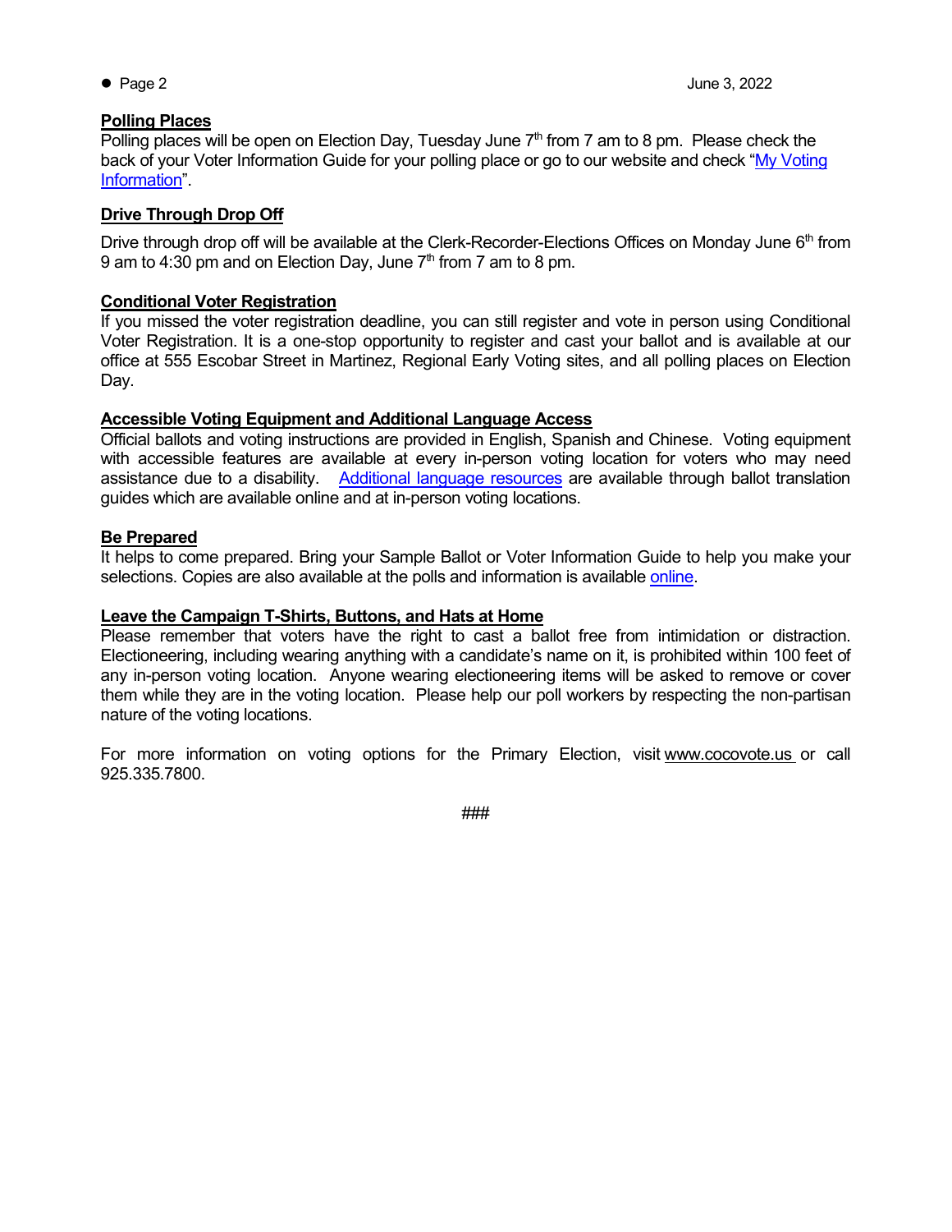## Polling Places

Polling places will be open on Election Day, Tuesday June 7th from 7 am to 8 pm. Please check the back of your Voter Information Guide for your polling place or go to our website and check "My Voting Information".

## Drive Through Drop Off

Drive through drop off will be available at the Clerk-Recorder-Elections Offices on Monday June 6th from 9 am to 4:30 pm and on Election Day, June 7th from 7 am to 8 pm.

## Conditional Voter Registration

If you missed the voter registration deadline, you can still register and vote in person using Conditional Voter Registration. It is a one-stop opportunity to register and cast your ballot and is available at our office at 555 Escobar Street in Martinez, Regional Early Voting sites, and all polling places on Election Day.

## Accessible Voting Equipment and Additional Language Access

Official ballots and voting instructions are provided in English, Spanish and Chinese. Voting equipment with accessible features are available at every in-person voting location for voters who may need assistance due to a disability. Additional language resources are available through ballot translation guides which are available online and at in-person voting locations.

## Be Prepared

It helps to come prepared. Bring your Sample Ballot or Voter Information Guide to help you make your selections. Copies are also available at the polls and information is available online.

## Leave the Campaign T-Shirts, Buttons, and Hats at Home

Please remember that voters have the right to cast a ballot free from intimidation or distraction. Electioneering, including wearing anything with a candidate's name on it, is prohibited within 100 feet of any in-person voting location. Anyone wearing electioneering items will be asked to remove or cover them while they are in the voting location. Please help our poll workers by respecting the non-partisan nature of the voting locations.

For more information on voting options for the Primary Election, visit www.cocovote.us or call 925.335.7800.

###